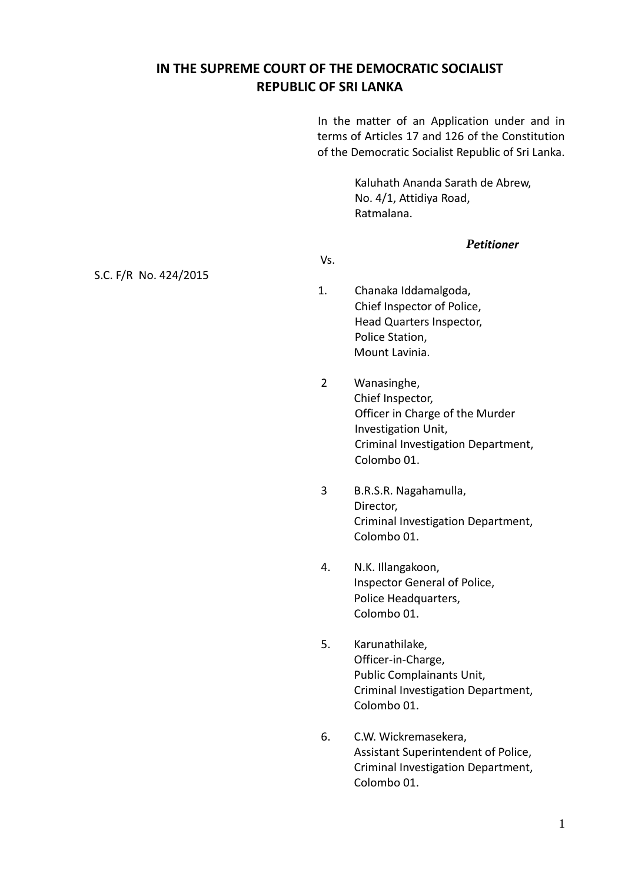# IN THE SUPREME COURT OF THE DEMOCRATIC SOCIALIST REPUBLIC OF SRI LANKA

In the matter of an Application under and in terms of Articles 17 and 126 of the Constitution of the Democratic Socialist Republic of Sri Lanka.

Kaluhath Ananda Sarath de Abrew,
No. 4/1, Attidiya Road,
Ratmalana.

***Petitioner***

S.C. F/R No. 424/2015

Vs.

1. Chanaka Iddamalgoda,
   Chief Inspector of Police,
   Head Quarters Inspector,
   Police Station,
   Mount Lavinia.

2. Wanasinghe,
   Chief Inspector,
   Officer in Charge of the Murder Investigation Unit,
   Criminal Investigation Department,
   Colombo 01.

3. B.R.S.R. Nagahamulla,
   Director,
   Criminal Investigation Department,
   Colombo 01.

4. N.K. Illangakoon,
   Inspector General of Police,
   Police Headquarters,
   Colombo 01.

5. Karunathilake,
   Officer-in-Charge,
   Public Complainants Unit,
   Criminal Investigation Department,
   Colombo 01.

6. C.W. Wickremasekera,
   Assistant Superintendent of Police,
   Criminal Investigation Department,
   Colombo 01.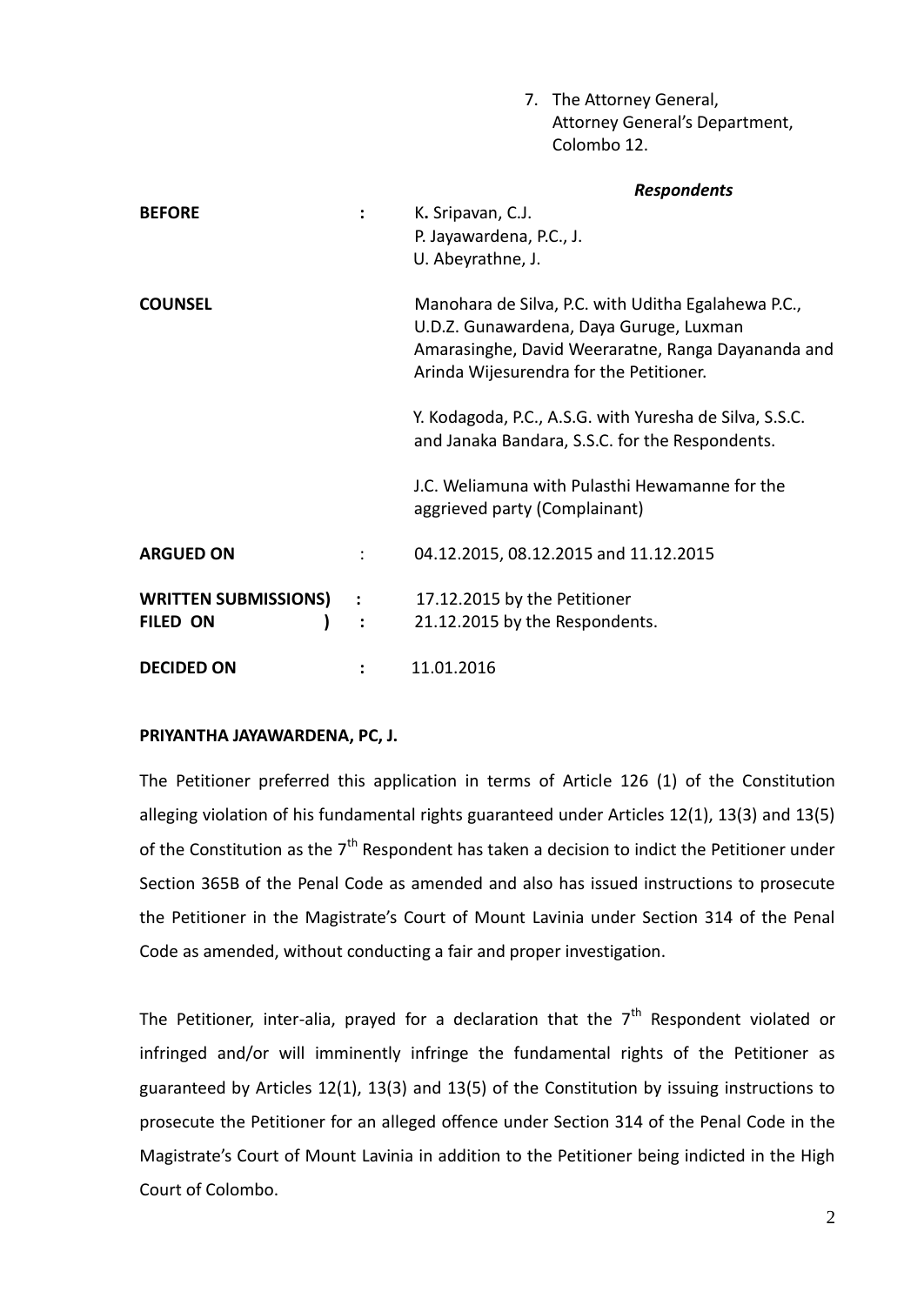7. The Attorney General,
   Attorney General's Department,
   Colombo 12.

***Respondents***

| | | |
|---|---|---|
| **BEFORE** | **:** | K**.** Sripavan, C.J.<br>P. Jayawardena, P.C., J.<br>U. Abeyrathne, J. |
| **COUNSEL** | | Manohara de Silva, P.C. with Uditha Egalahewa P.C., U.D.Z. Gunawardena, Daya Guruge, Luxman Amarasinghe, David Weeraratne, Ranga Dayananda and Arinda Wijesurendra for the Petitioner.<br><br>Y. Kodagoda, P.C., A.S.G. with Yuresha de Silva, S.S.C. and Janaka Bandara, S.S.C. for the Respondents.<br><br>J.C. Weliamuna with Pulasthi Hewamanne for the aggrieved party (Complainant) |
| **ARGUED ON** | : | 04.12.2015, 08.12.2015 and 11.12.2015 |
| **WRITTEN SUBMISSIONS)**<br>**FILED ON )** | **:**<br>**:** | 17.12.2015 by the Petitioner<br>21.12.2015 by the Respondents. |
| **DECIDED ON** | **:** | 11.01.2016 |

**PRIYANTHA JAYAWARDENA, PC, J.**

The Petitioner preferred this application in terms of Article 126 (1) of the Constitution alleging violation of his fundamental rights guaranteed under Articles 12(1), 13(3) and 13(5) of the Constitution as the 7th Respondent has taken a decision to indict the Petitioner under Section 365B of the Penal Code as amended and also has issued instructions to prosecute the Petitioner in the Magistrate's Court of Mount Lavinia under Section 314 of the Penal Code as amended, without conducting a fair and proper investigation.

The Petitioner, inter-alia, prayed for a declaration that the 7th Respondent violated or infringed and/or will imminently infringe the fundamental rights of the Petitioner as guaranteed by Articles 12(1), 13(3) and 13(5) of the Constitution by issuing instructions to prosecute the Petitioner for an alleged offence under Section 314 of the Penal Code in the Magistrate's Court of Mount Lavinia in addition to the Petitioner being indicted in the High Court of Colombo.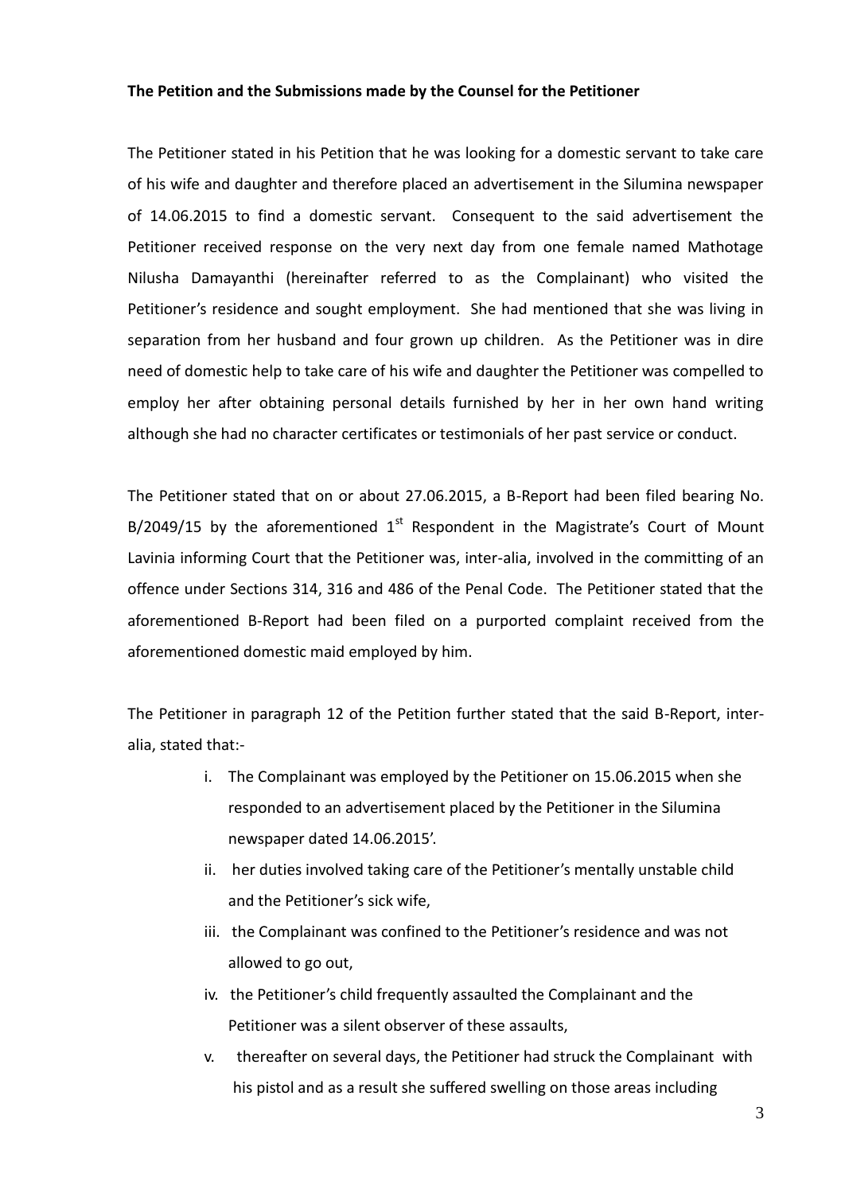**The Petition and the Submissions made by the Counsel for the Petitioner**

The Petitioner stated in his Petition that he was looking for a domestic servant to take care of his wife and daughter and therefore placed an advertisement in the Silumina newspaper of 14.06.2015 to find a domestic servant. Consequent to the said advertisement the Petitioner received response on the very next day from one female named Mathotage Nilusha Damayanthi (hereinafter referred to as the Complainant) who visited the Petitioner's residence and sought employment. She had mentioned that she was living in separation from her husband and four grown up children. As the Petitioner was in dire need of domestic help to take care of his wife and daughter the Petitioner was compelled to employ her after obtaining personal details furnished by her in her own hand writing although she had no character certificates or testimonials of her past service or conduct.

The Petitioner stated that on or about 27.06.2015, a B-Report had been filed bearing No. B/2049/15 by the aforementioned 1st Respondent in the Magistrate's Court of Mount Lavinia informing Court that the Petitioner was, inter-alia, involved in the committing of an offence under Sections 314, 316 and 486 of the Penal Code. The Petitioner stated that the aforementioned B-Report had been filed on a purported complaint received from the aforementioned domestic maid employed by him.

The Petitioner in paragraph 12 of the Petition further stated that the said B-Report, inter-alia, stated that:-

i. The Complainant was employed by the Petitioner on 15.06.2015 when she responded to an advertisement placed by the Petitioner in the Silumina newspaper dated 14.06.2015'.
ii. her duties involved taking care of the Petitioner's mentally unstable child and the Petitioner's sick wife,
iii. the Complainant was confined to the Petitioner's residence and was not allowed to go out,
iv. the Petitioner's child frequently assaulted the Complainant and the Petitioner was a silent observer of these assaults,
v. thereafter on several days, the Petitioner had struck the Complainant with his pistol and as a result she suffered swelling on those areas including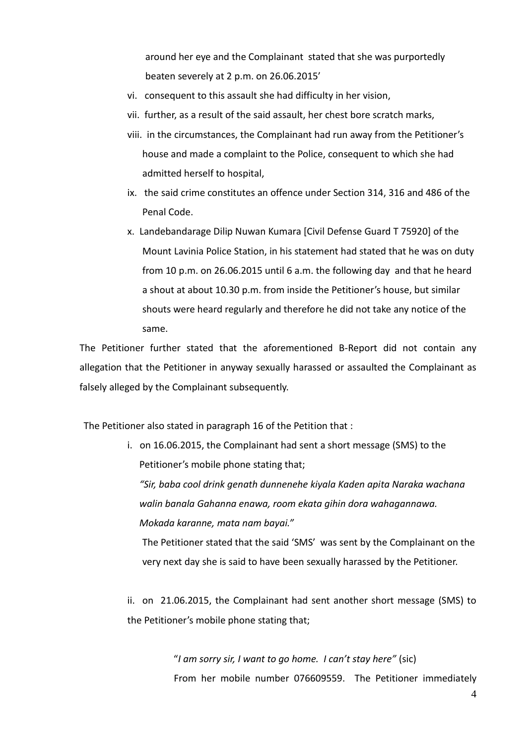around her eye and the Complainant stated that she was purportedly beaten severely at 2 p.m. on 26.06.2015'

vi. consequent to this assault she had difficulty in her vision,

vii. further, as a result of the said assault, her chest bore scratch marks,

viii. in the circumstances, the Complainant had run away from the Petitioner's house and made a complaint to the Police, consequent to which she had admitted herself to hospital,

ix. the said crime constitutes an offence under Section 314, 316 and 486 of the Penal Code.

x. Landebandarage Dilip Nuwan Kumara [Civil Defense Guard T 75920] of the Mount Lavinia Police Station, in his statement had stated that he was on duty from 10 p.m. on 26.06.2015 until 6 a.m. the following day and that he heard a shout at about 10.30 p.m. from inside the Petitioner's house, but similar shouts were heard regularly and therefore he did not take any notice of the same.

The Petitioner further stated that the aforementioned B-Report did not contain any allegation that the Petitioner in anyway sexually harassed or assaulted the Complainant as falsely alleged by the Complainant subsequently.

The Petitioner also stated in paragraph 16 of the Petition that :

i. on 16.06.2015, the Complainant had sent a short message (SMS) to the Petitioner's mobile phone stating that;

*"Sir, baba cool drink genath dunnenehe kiyala Kaden apita Naraka wachana walin banala Gahanna enawa, room ekata gihin dora wahagannawa. Mokada karanne, mata nam bayai."*

The Petitioner stated that the said 'SMS' was sent by the Complainant on the very next day she is said to have been sexually harassed by the Petitioner.

ii. on 21.06.2015, the Complainant had sent another short message (SMS) to the Petitioner's mobile phone stating that;

"*I am sorry sir, I want to go home. I can't stay here"* (sic)

From her mobile number 076609559. The Petitioner immediately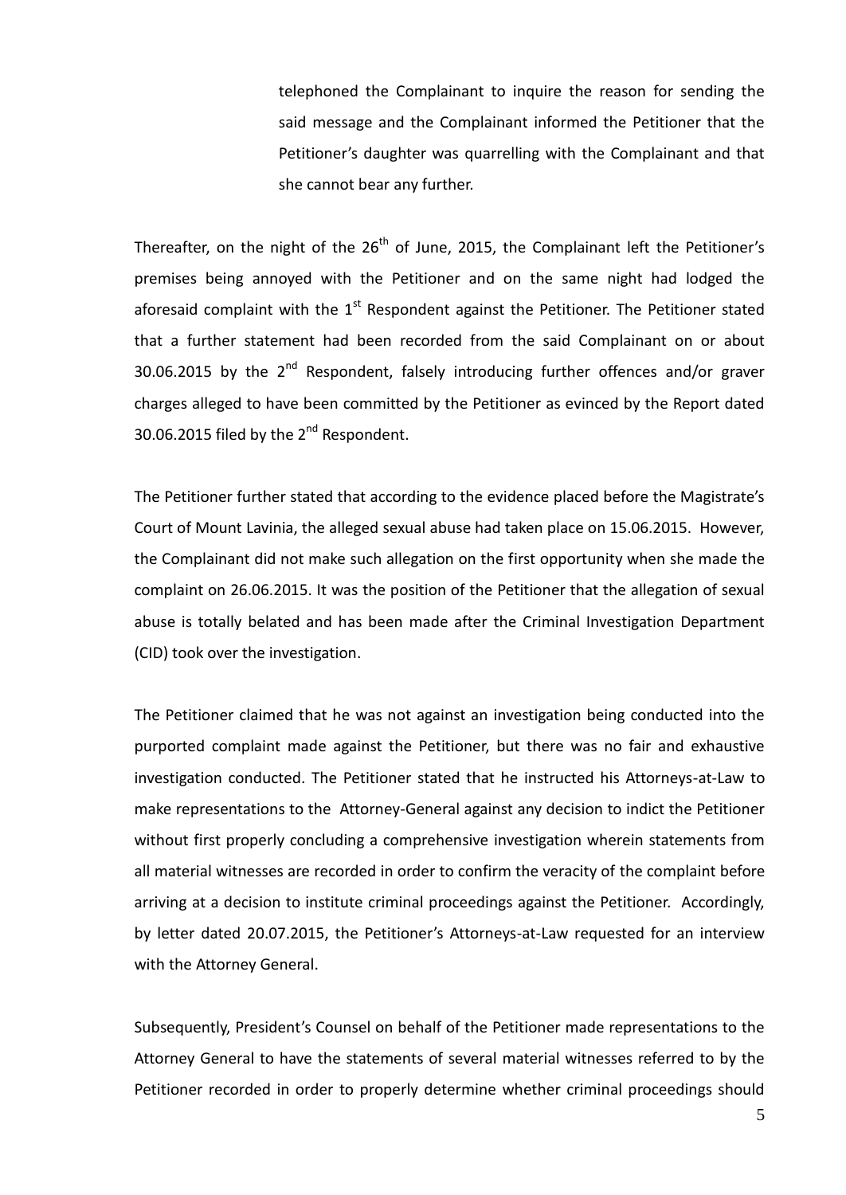telephoned the Complainant to inquire the reason for sending the said message and the Complainant informed the Petitioner that the Petitioner's daughter was quarrelling with the Complainant and that she cannot bear any further.

Thereafter, on the night of the 26th of June, 2015, the Complainant left the Petitioner's premises being annoyed with the Petitioner and on the same night had lodged the aforesaid complaint with the 1st Respondent against the Petitioner. The Petitioner stated that a further statement had been recorded from the said Complainant on or about 30.06.2015 by the 2nd Respondent, falsely introducing further offences and/or graver charges alleged to have been committed by the Petitioner as evinced by the Report dated 30.06.2015 filed by the 2nd Respondent.

The Petitioner further stated that according to the evidence placed before the Magistrate's Court of Mount Lavinia, the alleged sexual abuse had taken place on 15.06.2015. However, the Complainant did not make such allegation on the first opportunity when she made the complaint on 26.06.2015. It was the position of the Petitioner that the allegation of sexual abuse is totally belated and has been made after the Criminal Investigation Department (CID) took over the investigation.

The Petitioner claimed that he was not against an investigation being conducted into the purported complaint made against the Petitioner, but there was no fair and exhaustive investigation conducted. The Petitioner stated that he instructed his Attorneys-at-Law to make representations to the Attorney-General against any decision to indict the Petitioner without first properly concluding a comprehensive investigation wherein statements from all material witnesses are recorded in order to confirm the veracity of the complaint before arriving at a decision to institute criminal proceedings against the Petitioner. Accordingly, by letter dated 20.07.2015, the Petitioner's Attorneys-at-Law requested for an interview with the Attorney General.

Subsequently, President's Counsel on behalf of the Petitioner made representations to the Attorney General to have the statements of several material witnesses referred to by the Petitioner recorded in order to properly determine whether criminal proceedings should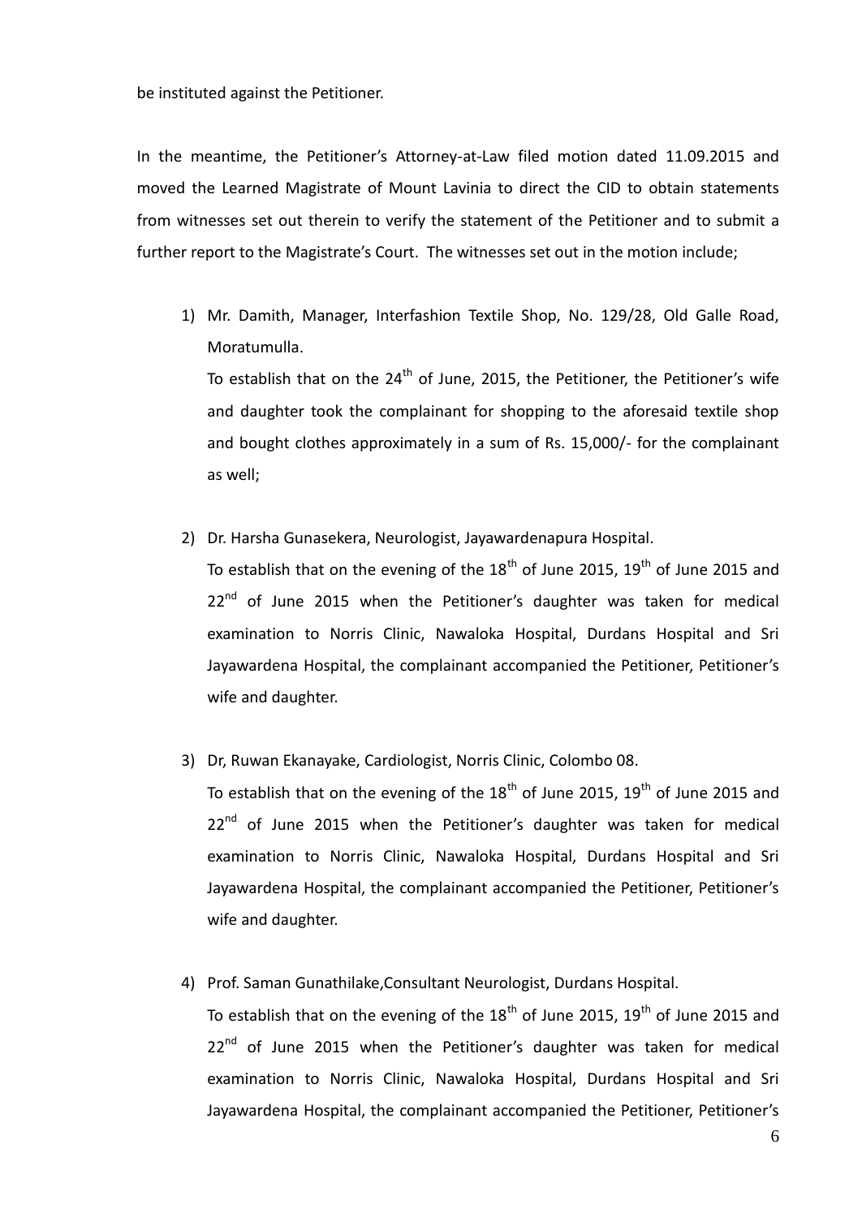be instituted against the Petitioner.

In the meantime, the Petitioner's Attorney-at-Law filed motion dated 11.09.2015 and moved the Learned Magistrate of Mount Lavinia to direct the CID to obtain statements from witnesses set out therein to verify the statement of the Petitioner and to submit a further report to the Magistrate's Court. The witnesses set out in the motion include;

1) Mr. Damith, Manager, Interfashion Textile Shop, No. 129/28, Old Galle Road, Moratumulla.

   To establish that on the 24th of June, 2015, the Petitioner, the Petitioner's wife and daughter took the complainant for shopping to the aforesaid textile shop and bought clothes approximately in a sum of Rs. 15,000/- for the complainant as well;

2) Dr. Harsha Gunasekera, Neurologist, Jayawardenapura Hospital.

   To establish that on the evening of the 18th of June 2015, 19th of June 2015 and 22nd of June 2015 when the Petitioner's daughter was taken for medical examination to Norris Clinic, Nawaloka Hospital, Durdans Hospital and Sri Jayawardena Hospital, the complainant accompanied the Petitioner, Petitioner's wife and daughter.

3) Dr, Ruwan Ekanayake, Cardiologist, Norris Clinic, Colombo 08.

   To establish that on the evening of the 18th of June 2015, 19th of June 2015 and 22nd of June 2015 when the Petitioner's daughter was taken for medical examination to Norris Clinic, Nawaloka Hospital, Durdans Hospital and Sri Jayawardena Hospital, the complainant accompanied the Petitioner, Petitioner's wife and daughter.

4) Prof. Saman Gunathilake,Consultant Neurologist, Durdans Hospital.

   To establish that on the evening of the 18th of June 2015, 19th of June 2015 and 22nd of June 2015 when the Petitioner's daughter was taken for medical examination to Norris Clinic, Nawaloka Hospital, Durdans Hospital and Sri Jayawardena Hospital, the complainant accompanied the Petitioner, Petitioner's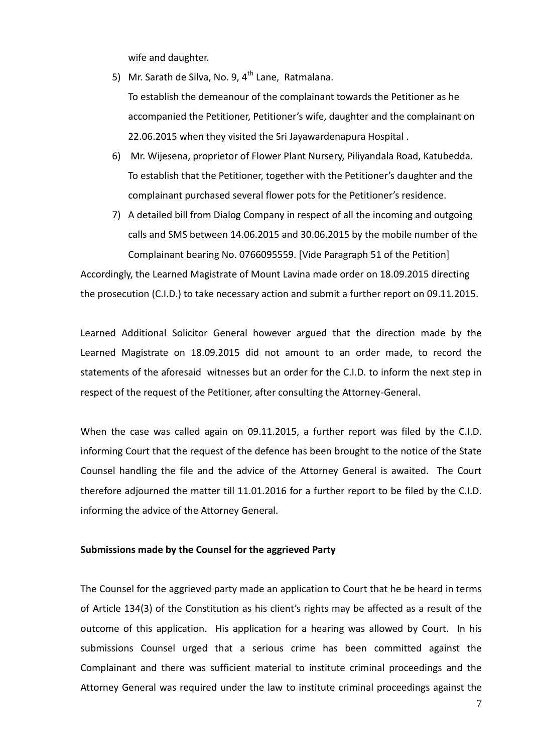wife and daughter.

5) Mr. Sarath de Silva, No. 9, 4th Lane, Ratmalana.
   To establish the demeanour of the complainant towards the Petitioner as he accompanied the Petitioner, Petitioner's wife, daughter and the complainant on 22.06.2015 when they visited the Sri Jayawardenapura Hospital .
6) Mr. Wijesena, proprietor of Flower Plant Nursery, Piliyandala Road, Katubedda. To establish that the Petitioner, together with the Petitioner's daughter and the complainant purchased several flower pots for the Petitioner's residence.
7) A detailed bill from Dialog Company in respect of all the incoming and outgoing calls and SMS between 14.06.2015 and 30.06.2015 by the mobile number of the Complainant bearing No. 0766095559. [Vide Paragraph 51 of the Petition]

Accordingly, the Learned Magistrate of Mount Lavina made order on 18.09.2015 directing the prosecution (C.I.D.) to take necessary action and submit a further report on 09.11.2015.

Learned Additional Solicitor General however argued that the direction made by the Learned Magistrate on 18.09.2015 did not amount to an order made, to record the statements of the aforesaid witnesses but an order for the C.I.D. to inform the next step in respect of the request of the Petitioner, after consulting the Attorney-General.

When the case was called again on 09.11.2015, a further report was filed by the C.I.D. informing Court that the request of the defence has been brought to the notice of the State Counsel handling the file and the advice of the Attorney General is awaited. The Court therefore adjourned the matter till 11.01.2016 for a further report to be filed by the C.I.D. informing the advice of the Attorney General.

**Submissions made by the Counsel for the aggrieved Party**

The Counsel for the aggrieved party made an application to Court that he be heard in terms of Article 134(3) of the Constitution as his client's rights may be affected as a result of the outcome of this application. His application for a hearing was allowed by Court. In his submissions Counsel urged that a serious crime has been committed against the Complainant and there was sufficient material to institute criminal proceedings and the Attorney General was required under the law to institute criminal proceedings against the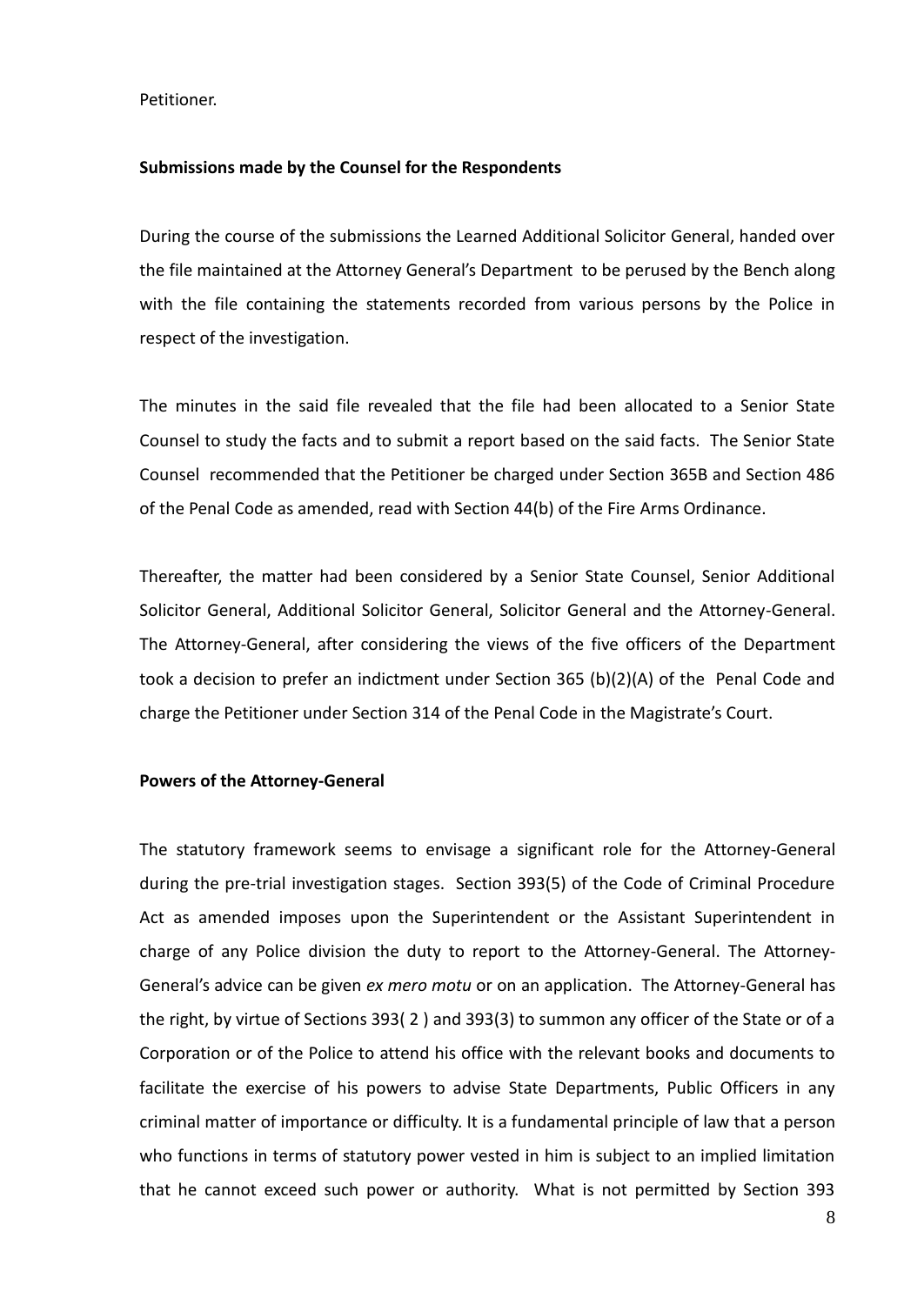Petitioner.

**Submissions made by the Counsel for the Respondents**

During the course of the submissions the Learned Additional Solicitor General, handed over the file maintained at the Attorney General's Department to be perused by the Bench along with the file containing the statements recorded from various persons by the Police in respect of the investigation.

The minutes in the said file revealed that the file had been allocated to a Senior State Counsel to study the facts and to submit a report based on the said facts. The Senior State Counsel recommended that the Petitioner be charged under Section 365B and Section 486 of the Penal Code as amended, read with Section 44(b) of the Fire Arms Ordinance.

Thereafter, the matter had been considered by a Senior State Counsel, Senior Additional Solicitor General, Additional Solicitor General, Solicitor General and the Attorney-General. The Attorney-General, after considering the views of the five officers of the Department took a decision to prefer an indictment under Section 365 (b)(2)(A) of the Penal Code and charge the Petitioner under Section 314 of the Penal Code in the Magistrate's Court.

**Powers of the Attorney-General**

The statutory framework seems to envisage a significant role for the Attorney-General during the pre-trial investigation stages. Section 393(5) of the Code of Criminal Procedure Act as amended imposes upon the Superintendent or the Assistant Superintendent in charge of any Police division the duty to report to the Attorney-General. The Attorney-General's advice can be given *ex mero motu* or on an application. The Attorney-General has the right, by virtue of Sections 393( 2 ) and 393(3) to summon any officer of the State or of a Corporation or of the Police to attend his office with the relevant books and documents to facilitate the exercise of his powers to advise State Departments, Public Officers in any criminal matter of importance or difficulty. It is a fundamental principle of law that a person who functions in terms of statutory power vested in him is subject to an implied limitation that he cannot exceed such power or authority. What is not permitted by Section 393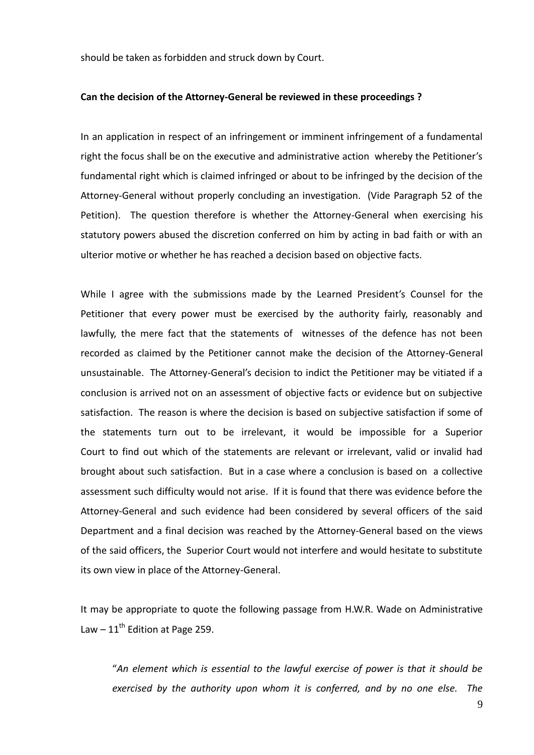should be taken as forbidden and struck down by Court.

**Can the decision of the Attorney-General be reviewed in these proceedings ?**

In an application in respect of an infringement or imminent infringement of a fundamental right the focus shall be on the executive and administrative action whereby the Petitioner's fundamental right which is claimed infringed or about to be infringed by the decision of the Attorney-General without properly concluding an investigation. (Vide Paragraph 52 of the Petition). The question therefore is whether the Attorney-General when exercising his statutory powers abused the discretion conferred on him by acting in bad faith or with an ulterior motive or whether he has reached a decision based on objective facts.

While I agree with the submissions made by the Learned President's Counsel for the Petitioner that every power must be exercised by the authority fairly, reasonably and lawfully, the mere fact that the statements of witnesses of the defence has not been recorded as claimed by the Petitioner cannot make the decision of the Attorney-General unsustainable. The Attorney-General's decision to indict the Petitioner may be vitiated if a conclusion is arrived not on an assessment of objective facts or evidence but on subjective satisfaction. The reason is where the decision is based on subjective satisfaction if some of the statements turn out to be irrelevant, it would be impossible for a Superior Court to find out which of the statements are relevant or irrelevant, valid or invalid had brought about such satisfaction. But in a case where a conclusion is based on a collective assessment such difficulty would not arise. If it is found that there was evidence before the Attorney-General and such evidence had been considered by several officers of the said Department and a final decision was reached by the Attorney-General based on the views of the said officers, the Superior Court would not interfere and would hesitate to substitute its own view in place of the Attorney-General.

It may be appropriate to quote the following passage from H.W.R. Wade on Administrative Law – 11th Edition at Page 259.

> "*An element which is essential to the lawful exercise of power is that it should be exercised by the authority upon whom it is conferred, and by no one else. The*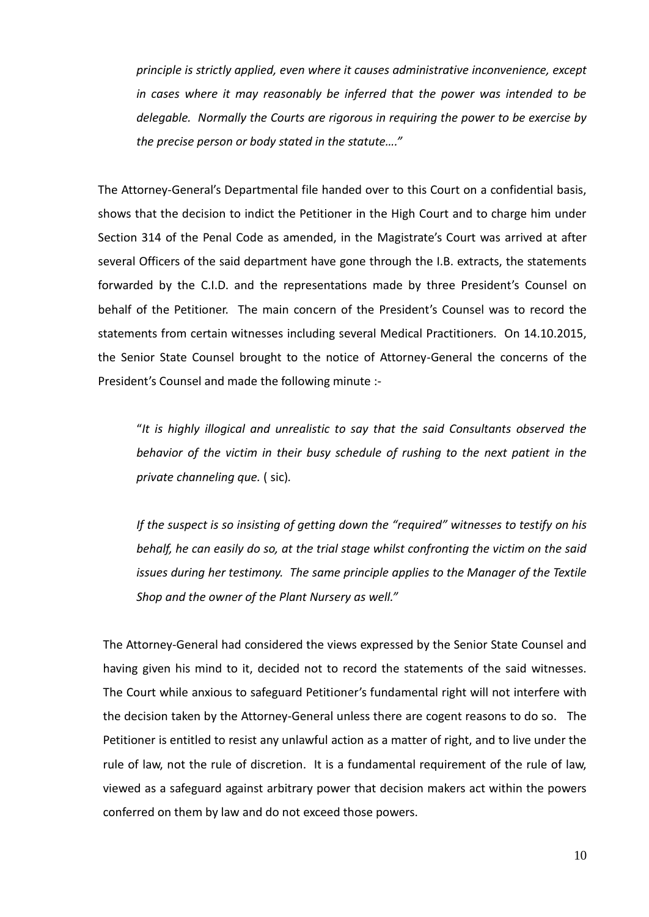*principle is strictly applied, even where it causes administrative inconvenience, except in cases where it may reasonably be inferred that the power was intended to be delegable. Normally the Courts are rigorous in requiring the power to be exercise by the precise person or body stated in the statute…."*

The Attorney-General's Departmental file handed over to this Court on a confidential basis, shows that the decision to indict the Petitioner in the High Court and to charge him under Section 314 of the Penal Code as amended, in the Magistrate's Court was arrived at after several Officers of the said department have gone through the I.B. extracts, the statements forwarded by the C.I.D. and the representations made by three President's Counsel on behalf of the Petitioner. The main concern of the President's Counsel was to record the statements from certain witnesses including several Medical Practitioners. On 14.10.2015, the Senior State Counsel brought to the notice of Attorney-General the concerns of the President's Counsel and made the following minute :-

> "*It is highly illogical and unrealistic to say that the said Consultants observed the behavior of the victim in their busy schedule of rushing to the next patient in the private channeling que.* ( sic).
>
> *If the suspect is so insisting of getting down the "required" witnesses to testify on his behalf, he can easily do so, at the trial stage whilst confronting the victim on the said issues during her testimony. The same principle applies to the Manager of the Textile Shop and the owner of the Plant Nursery as well."*

The Attorney-General had considered the views expressed by the Senior State Counsel and having given his mind to it, decided not to record the statements of the said witnesses. The Court while anxious to safeguard Petitioner's fundamental right will not interfere with the decision taken by the Attorney-General unless there are cogent reasons to do so. The Petitioner is entitled to resist any unlawful action as a matter of right, and to live under the rule of law, not the rule of discretion. It is a fundamental requirement of the rule of law, viewed as a safeguard against arbitrary power that decision makers act within the powers conferred on them by law and do not exceed those powers.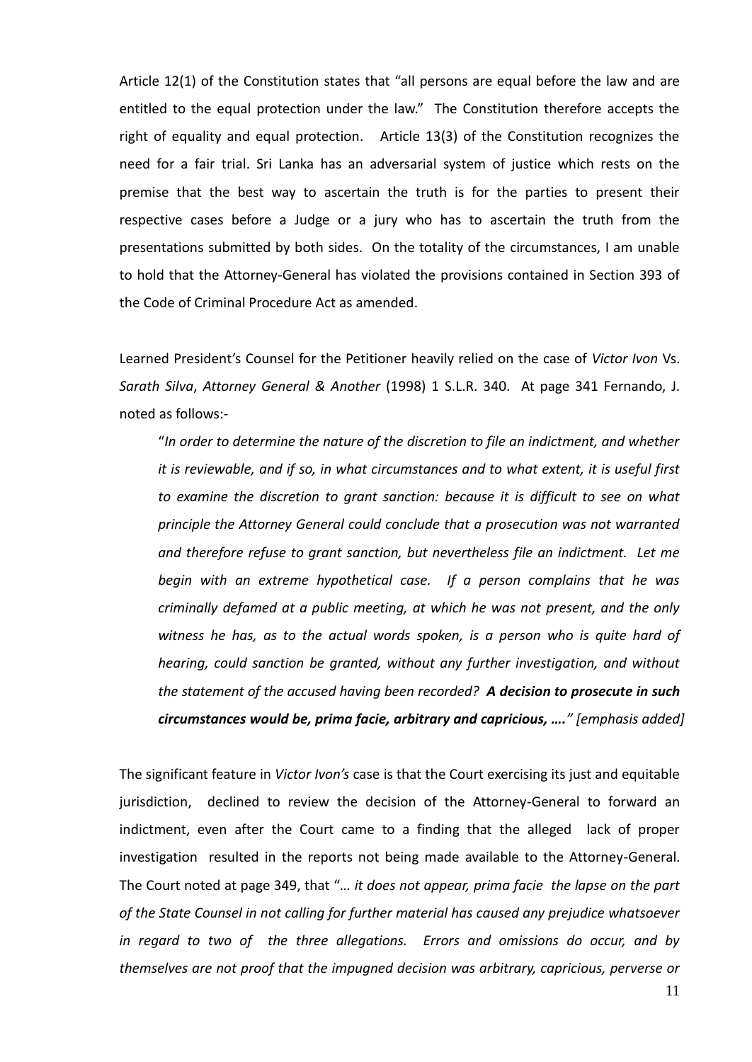Article 12(1) of the Constitution states that "all persons are equal before the law and are entitled to the equal protection under the law." The Constitution therefore accepts the right of equality and equal protection. Article 13(3) of the Constitution recognizes the need for a fair trial. Sri Lanka has an adversarial system of justice which rests on the premise that the best way to ascertain the truth is for the parties to present their respective cases before a Judge or a jury who has to ascertain the truth from the presentations submitted by both sides. On the totality of the circumstances, I am unable to hold that the Attorney-General has violated the provisions contained in Section 393 of the Code of Criminal Procedure Act as amended.

Learned President's Counsel for the Petitioner heavily relied on the case of *Victor Ivon* Vs. *Sarath Silva*, *Attorney General & Another* (1998) 1 S.L.R. 340. At page 341 Fernando, J. noted as follows:-

> "*In order to determine the nature of the discretion to file an indictment, and whether it is reviewable, and if so, in what circumstances and to what extent, it is useful first to examine the discretion to grant sanction: because it is difficult to see on what principle the Attorney General could conclude that a prosecution was not warranted and therefore refuse to grant sanction, but nevertheless file an indictment. Let me begin with an extreme hypothetical case. If a person complains that he was criminally defamed at a public meeting, at which he was not present, and the only witness he has, as to the actual words spoken, is a person who is quite hard of hearing, could sanction be granted, without any further investigation, and without the statement of the accused having been recorded?* ***A decision to prosecute in such circumstances would be, prima facie, arbitrary and capricious, …." ***[emphasis added]*

The significant feature in *Victor Ivon's* case is that the Court exercising its just and equitable jurisdiction, declined to review the decision of the Attorney-General to forward an indictment, even after the Court came to a finding that the alleged lack of proper investigation resulted in the reports not being made available to the Attorney-General. The Court noted at page 349, that "*… it does not appear, prima facie the lapse on the part of the State Counsel in not calling for further material has caused any prejudice whatsoever in regard to two of the three allegations. Errors and omissions do occur, and by themselves are not proof that the impugned decision was arbitrary, capricious, perverse or*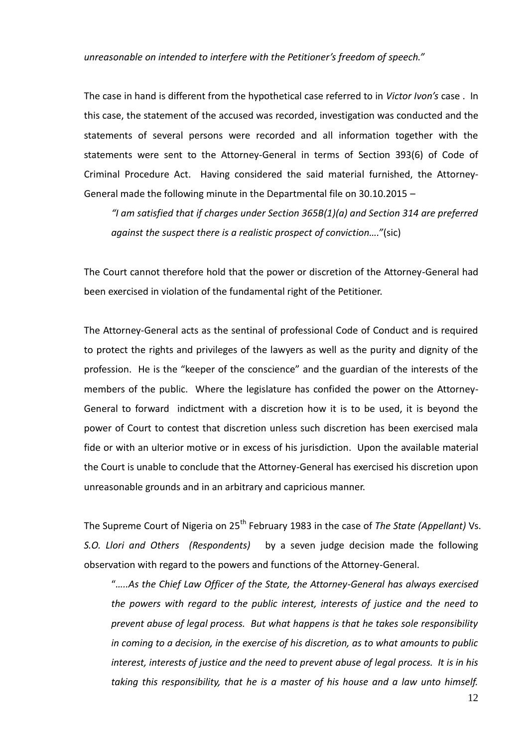*unreasonable on intended to interfere with the Petitioner's freedom of speech."*

The case in hand is different from the hypothetical case referred to in *Victor Ivon's* case . In this case, the statement of the accused was recorded, investigation was conducted and the statements of several persons were recorded and all information together with the statements were sent to the Attorney-General in terms of Section 393(6) of Code of Criminal Procedure Act. Having considered the said material furnished, the Attorney-General made the following minute in the Departmental file on 30.10.2015 –

> *"I am satisfied that if charges under Section 365B(1)(a) and Section 314 are preferred against the suspect there is a realistic prospect of conviction…."*(sic)

The Court cannot therefore hold that the power or discretion of the Attorney-General had been exercised in violation of the fundamental right of the Petitioner.

The Attorney-General acts as the sentinal of professional Code of Conduct and is required to protect the rights and privileges of the lawyers as well as the purity and dignity of the profession. He is the "keeper of the conscience" and the guardian of the interests of the members of the public. Where the legislature has confided the power on the Attorney-General to forward indictment with a discretion how it is to be used, it is beyond the power of Court to contest that discretion unless such discretion has been exercised mala fide or with an ulterior motive or in excess of his jurisdiction. Upon the available material the Court is unable to conclude that the Attorney-General has exercised his discretion upon unreasonable grounds and in an arbitrary and capricious manner.

The Supreme Court of Nigeria on 25th February 1983 in the case of *The State (Appellant)* Vs. *S.O. Llori and Others (Respondents)* by a seven judge decision made the following observation with regard to the powers and functions of the Attorney-General.

> "*…..As the Chief Law Officer of the State, the Attorney-General has always exercised the powers with regard to the public interest, interests of justice and the need to prevent abuse of legal process. But what happens is that he takes sole responsibility in coming to a decision, in the exercise of his discretion, as to what amounts to public interest, interests of justice and the need to prevent abuse of legal process. It is in his taking this responsibility, that he is a master of his house and a law unto himself.*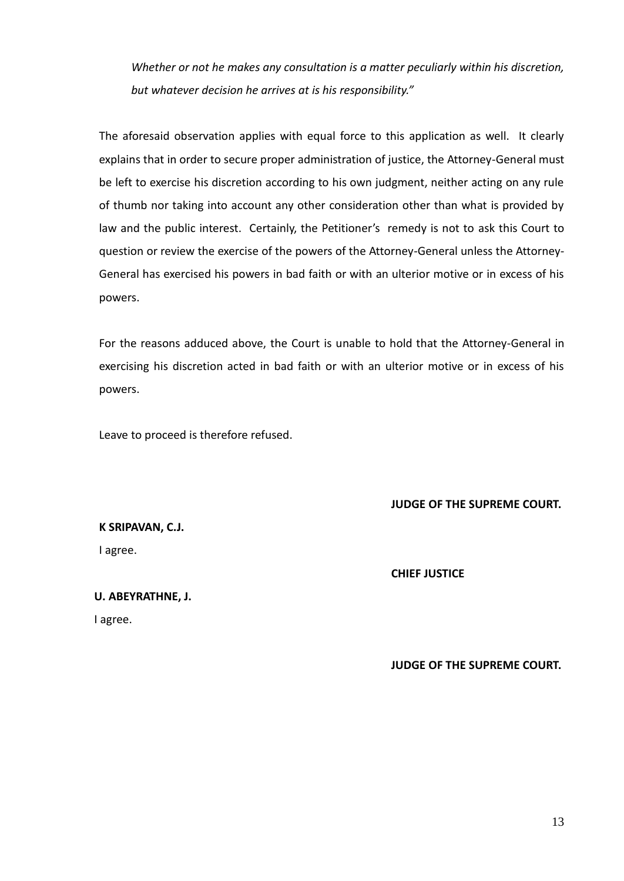*Whether or not he makes any consultation is a matter peculiarly within his discretion, but whatever decision he arrives at is his responsibility."*

The aforesaid observation applies with equal force to this application as well. It clearly explains that in order to secure proper administration of justice, the Attorney-General must be left to exercise his discretion according to his own judgment, neither acting on any rule of thumb nor taking into account any other consideration other than what is provided by law and the public interest. Certainly, the Petitioner's remedy is not to ask this Court to question or review the exercise of the powers of the Attorney-General unless the Attorney-General has exercised his powers in bad faith or with an ulterior motive or in excess of his powers.

For the reasons adduced above, the Court is unable to hold that the Attorney-General in exercising his discretion acted in bad faith or with an ulterior motive or in excess of his powers.

Leave to proceed is therefore refused.

**JUDGE OF THE SUPREME COURT.**

**K SRIPAVAN, C.J.**

I agree.

**CHIEF JUSTICE**

**U. ABEYRATHNE, J.**

I agree.

**JUDGE OF THE SUPREME COURT.**